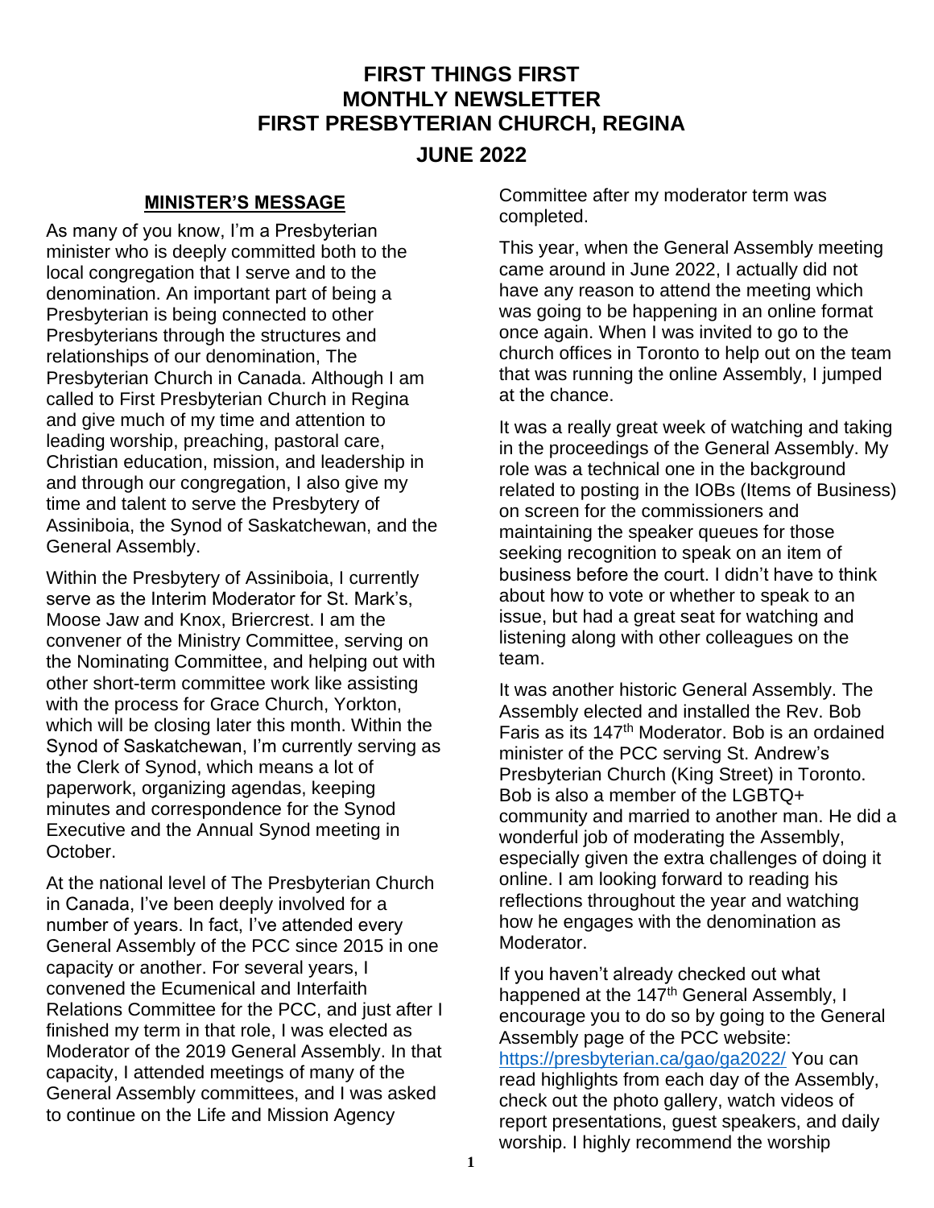# FIRST THINGS FIRST
# MONTHLY NEWSLETTER
# FIRST PRESBYTERIAN CHURCH, REGINA
## JUNE 2022

## MINISTER'S MESSAGE

As many of you know, I'm a Presbyterian minister who is deeply committed both to the local congregation that I serve and to the denomination. An important part of being a Presbyterian is being connected to other Presbyterians through the structures and relationships of our denomination, The Presbyterian Church in Canada. Although I am called to First Presbyterian Church in Regina and give much of my time and attention to leading worship, preaching, pastoral care, Christian education, mission, and leadership in and through our congregation, I also give my time and talent to serve the Presbytery of Assiniboia, the Synod of Saskatchewan, and the General Assembly.

Within the Presbytery of Assiniboia, I currently serve as the Interim Moderator for St. Mark's, Moose Jaw and Knox, Briercrest. I am the convener of the Ministry Committee, serving on the Nominating Committee, and helping out with other short-term committee work like assisting with the process for Grace Church, Yorkton, which will be closing later this month. Within the Synod of Saskatchewan, I'm currently serving as the Clerk of Synod, which means a lot of paperwork, organizing agendas, keeping minutes and correspondence for the Synod Executive and the Annual Synod meeting in October.

At the national level of The Presbyterian Church in Canada, I've been deeply involved for a number of years. In fact, I've attended every General Assembly of the PCC since 2015 in one capacity or another. For several years, I convened the Ecumenical and Interfaith Relations Committee for the PCC, and just after I finished my term in that role, I was elected as Moderator of the 2019 General Assembly. In that capacity, I attended meetings of many of the General Assembly committees, and I was asked to continue on the Life and Mission Agency Committee after my moderator term was completed.

This year, when the General Assembly meeting came around in June 2022, I actually did not have any reason to attend the meeting which was going to be happening in an online format once again. When I was invited to go to the church offices in Toronto to help out on the team that was running the online Assembly, I jumped at the chance.

It was a really great week of watching and taking in the proceedings of the General Assembly. My role was a technical one in the background related to posting in the IOBs (Items of Business) on screen for the commissioners and maintaining the speaker queues for those seeking recognition to speak on an item of business before the court. I didn't have to think about how to vote or whether to speak to an issue, but had a great seat for watching and listening along with other colleagues on the team.

It was another historic General Assembly. The Assembly elected and installed the Rev. Bob Faris as its 147th Moderator. Bob is an ordained minister of the PCC serving St. Andrew's Presbyterian Church (King Street) in Toronto. Bob is also a member of the LGBTQ+ community and married to another man. He did a wonderful job of moderating the Assembly, especially given the extra challenges of doing it online. I am looking forward to reading his reflections throughout the year and watching how he engages with the denomination as Moderator.

If you haven't already checked out what happened at the 147th General Assembly, I encourage you to do so by going to the General Assembly page of the PCC website: https://presbyterian.ca/gao/ga2022/ You can read highlights from each day of the Assembly, check out the photo gallery, watch videos of report presentations, guest speakers, and daily worship. I highly recommend the worship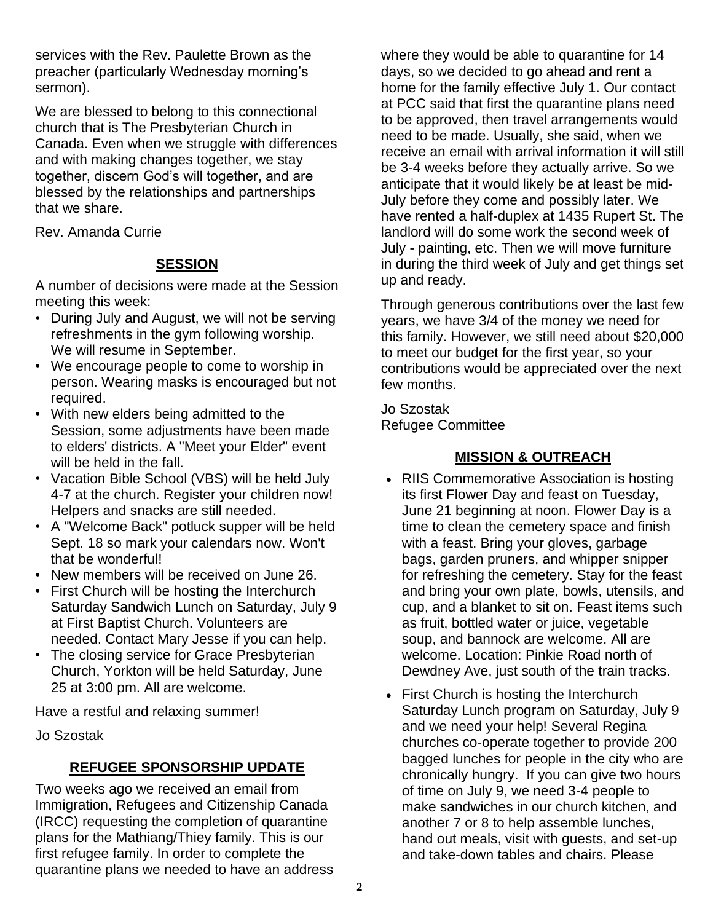services with the Rev. Paulette Brown as the preacher (particularly Wednesday morning's sermon).

We are blessed to belong to this connectional church that is The Presbyterian Church in Canada. Even when we struggle with differences and with making changes together, we stay together, discern God's will together, and are blessed by the relationships and partnerships that we share.

Rev. Amanda Currie

## SESSION

A number of decisions were made at the Session meeting this week:

- During July and August, we will not be serving refreshments in the gym following worship. We will resume in September.
- We encourage people to come to worship in person. Wearing masks is encouraged but not required.
- With new elders being admitted to the Session, some adjustments have been made to elders' districts. A "Meet your Elder" event will be held in the fall.
- Vacation Bible School (VBS) will be held July 4-7 at the church. Register your children now! Helpers and snacks are still needed.
- A "Welcome Back" potluck supper will be held Sept. 18 so mark your calendars now. Won't that be wonderful!
- New members will be received on June 26.
- First Church will be hosting the Interchurch Saturday Sandwich Lunch on Saturday, July 9 at First Baptist Church. Volunteers are needed. Contact Mary Jesse if you can help.
- The closing service for Grace Presbyterian Church, Yorkton will be held Saturday, June 25 at 3:00 pm. All are welcome.

Have a restful and relaxing summer!

Jo Szostak

## REFUGEE SPONSORSHIP UPDATE

Two weeks ago we received an email from Immigration, Refugees and Citizenship Canada (IRCC) requesting the completion of quarantine plans for the Mathiang/Thiey family. This is our first refugee family. In order to complete the quarantine plans we needed to have an address where they would be able to quarantine for 14 days, so we decided to go ahead and rent a home for the family effective July 1. Our contact at PCC said that first the quarantine plans need to be approved, then travel arrangements would need to be made. Usually, she said, when we receive an email with arrival information it will still be 3-4 weeks before they actually arrive. So we anticipate that it would likely be at least be mid-July before they come and possibly later. We have rented a half-duplex at 1435 Rupert St. The landlord will do some work the second week of July - painting, etc. Then we will move furniture in during the third week of July and get things set up and ready.

Through generous contributions over the last few years, we have 3/4 of the money we need for this family. However, we still need about $20,000 to meet our budget for the first year, so your contributions would be appreciated over the next few months.

Jo Szostak
Refugee Committee

## MISSION & OUTREACH

- RIIS Commemorative Association is hosting its first Flower Day and feast on Tuesday, June 21 beginning at noon. Flower Day is a time to clean the cemetery space and finish with a feast. Bring your gloves, garbage bags, garden pruners, and whipper snipper for refreshing the cemetery. Stay for the feast and bring your own plate, bowls, utensils, and cup, and a blanket to sit on. Feast items such as fruit, bottled water or juice, vegetable soup, and bannock are welcome. All are welcome. Location: Pinkie Road north of Dewdney Ave, just south of the train tracks.
- First Church is hosting the Interchurch Saturday Lunch program on Saturday, July 9 and we need your help! Several Regina churches co-operate together to provide 200 bagged lunches for people in the city who are chronically hungry. If you can give two hours of time on July 9, we need 3-4 people to make sandwiches in our church kitchen, and another 7 or 8 to help assemble lunches, hand out meals, visit with guests, and set-up and take-down tables and chairs. Please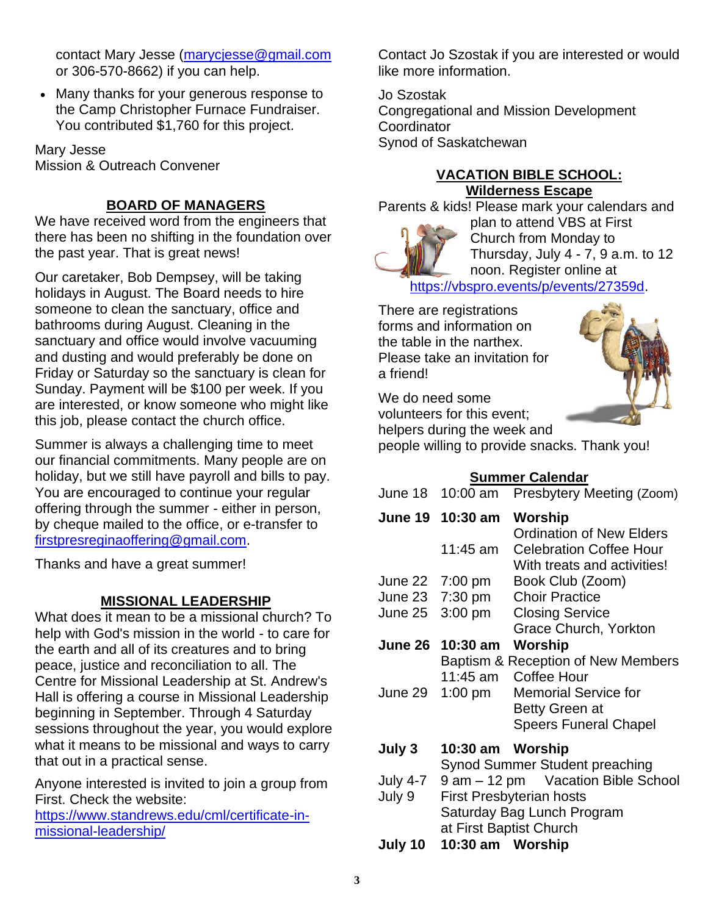contact Mary Jesse (marycjesse@gmail.com or 306-570-8662) if you can help.

- Many thanks for your generous response to the Camp Christopher Furnace Fundraiser. You contributed $1,760 for this project.

Mary Jesse
Mission & Outreach Convener

## BOARD OF MANAGERS

We have received word from the engineers that there has been no shifting in the foundation over the past year. That is great news!

Our caretaker, Bob Dempsey, will be taking holidays in August. The Board needs to hire someone to clean the sanctuary, office and bathrooms during August. Cleaning in the sanctuary and office would involve vacuuming and dusting and would preferably be done on Friday or Saturday so the sanctuary is clean for Sunday. Payment will be $100 per week. If you are interested, or know someone who might like this job, please contact the church office.

Summer is always a challenging time to meet our financial commitments. Many people are on holiday, but we still have payroll and bills to pay. You are encouraged to continue your regular offering through the summer - either in person, by cheque mailed to the office, or e-transfer to firstpresreginaoffering@gmail.com.

Thanks and have a great summer!

## MISSIONAL LEADERSHIP

What does it mean to be a missional church? To help with God's mission in the world - to care for the earth and all of its creatures and to bring peace, justice and reconciliation to all. The Centre for Missional Leadership at St. Andrew's Hall is offering a course in Missional Leadership beginning in September. Through 4 Saturday sessions throughout the year, you would explore what it means to be missional and ways to carry that out in a practical sense.

Anyone interested is invited to join a group from First. Check the website: https://www.standrews.edu/cml/certificate-in-missional-leadership/

Contact Jo Szostak if you are interested or would like more information.

Jo Szostak
Congregational and Mission Development Coordinator
Synod of Saskatchewan

## VACATION BIBLE SCHOOL: Wilderness Escape

Parents & kids! Please mark your calendars and plan to attend VBS at First Church from Monday to Thursday, July 4 - 7, 9 a.m. to 12 noon. Register online at https://vbspro.events/p/events/27359d.

There are registrations forms and information on the table in the narthex. Please take an invitation for a friend!

We do need some volunteers for this event; helpers during the week and people willing to provide snacks. Thank you!

## Summer Calendar

| | | |
|---|---|---|
| June 18 | 10:00 am | Presbytery Meeting (Zoom) |
| **June 19** | **10:30 am** | **Worship**<br>Ordination of New Elders |
| | 11:45 am | Celebration Coffee Hour<br>With treats and activities! |
| June 22 | 7:00 pm | Book Club (Zoom) |
| June 23 | 7:30 pm | Choir Practice |
| June 25 | 3:00 pm | Closing Service<br>Grace Church, Yorkton |
| **June 26** | **10:30 am** | **Worship**<br>Baptism & Reception of New Members |
| | 11:45 am | Coffee Hour |
| June 29 | 1:00 pm | Memorial Service for Betty Green at Speers Funeral Chapel |
| **July 3** | **10:30 am** | **Worship**<br>Synod Summer Student preaching |
| July 4-7 | 9 am – 12 pm | Vacation Bible School |
| July 9 | | First Presbyterian hosts Saturday Bag Lunch Program at First Baptist Church |
| **July 10** | **10:30 am** | **Worship** |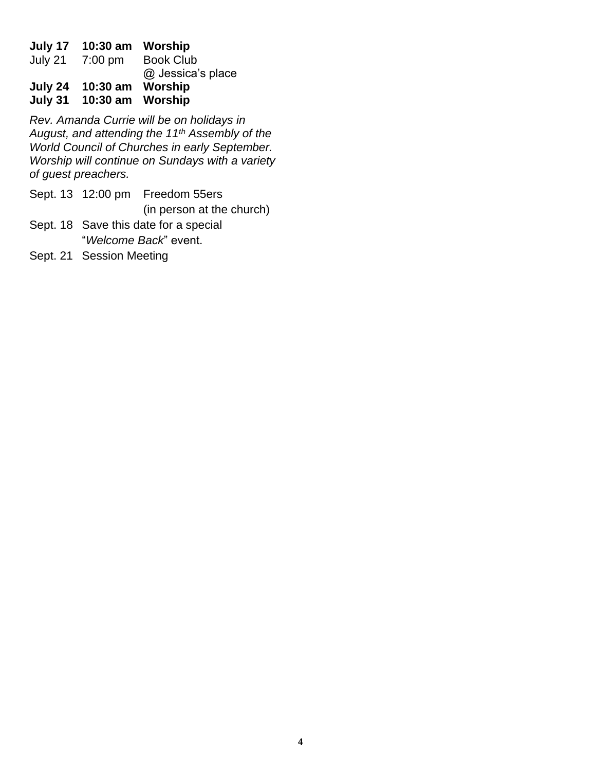| | | |
|---|---|---|
| **July 17** | **10:30 am** | **Worship** |
| July 21 | 7:00 pm | Book Club @ Jessica's place |
| **July 24** | **10:30 am** | **Worship** |
| **July 31** | **10:30 am** | **Worship** |

*Rev. Amanda Currie will be on holidays in August, and attending the 11th Assembly of the World Council of Churches in early September. Worship will continue on Sundays with a variety of guest preachers.*

| | | |
|---|---|---|
| Sept. 13 | 12:00 pm | Freedom 55ers (in person at the church) |
| Sept. 18 | Save this date for a special "*Welcome Back*" event. | |
| Sept. 21 | Session Meeting | |